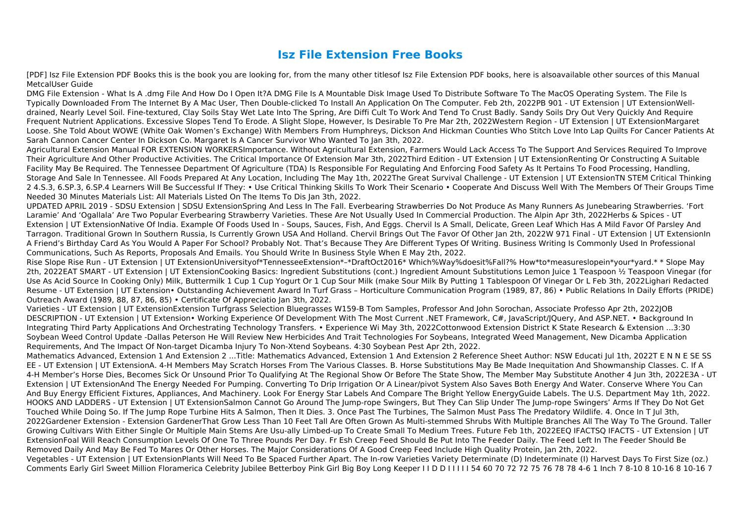# Isz File Extension Free Books

[PDF] Isz File Extension PDF Books this is the book you are looking for, from the many other titlesof Isz File Extension PDF books, here is alsoavailable other sources of this Manual MetcalUser Guide

DMG File Extension - What Is A .dmg File And How Do I Open It?A DMG File Is A Mountable Disk Image Used To Distribute Software To The MacOS Operating System. The File Is Typically Downloaded From The Internet By A Mac User, Then Double-clicked To Install An Application On The Computer. Feb 2th, 2022PB 901 - UT Extension | UT ExtensionWell-drained, Nearly Level Soil. Fine-textured, Clay Soils Stay Wet Late Into The Spring, Are Diffi Cult To Work And Tend To Crust Badly. Sandy Soils Dry Out Very Quickly And Require Frequent Nutrient Applications. Excessive Slopes Tend To Erode. A Slight Slope, However, Is Desirable To Pre Mar 2th, 2022Western Region - UT Extension | UT ExtensionMargaret Loose. She Told About WOWE (White Oak Women's Exchange) With Members From Humphreys, Dickson And Hickman Counties Who Stitch Love Into Lap Quilts For Cancer Patients At Sarah Cannon Cancer Center In Dickson Co. Margaret Is A Cancer Survivor Who Wanted To Jan 3th, 2022.

Agricultural Extension Manual FOR EXTENSION WORKERSImportance. Without Agricultural Extension, Farmers Would Lack Access To The Support And Services Required To Improve Their Agriculture And Other Productive Activities. The Critical Importance Of Extension Mar 3th, 2022Third Edition - UT Extension | UT ExtensionRenting Or Constructing A Suitable Facility May Be Required. The Tennessee Department Of Agriculture (TDA) Is Responsible For Regulating And Enforcing Food Safety As It Pertains To Food Processing, Handling, Storage And Sale In Tennessee. All Foods Prepared At Any Location, Including The May 1th, 2022The Great Survival Challenge - UT Extension | UT ExtensionTN STEM Critical Thinking 2 4.S.3, 6.SP.3, 6.SP.4 Learners Will Be Successful If They: • Use Critical Thinking Skills To Work Their Scenario • Cooperate And Discuss Well With The Members Of Their Groups Time Needed 30 Minutes Materials List: All Materials Listed On The Items To Dis Jan 3th, 2022.

UPDATED APRIL 2019 - SDSU Extension | SDSU ExtensionSpring And Less In The Fall. Everbearing Strawberries Do Not Produce As Many Runners As Junebearing Strawberries. 'Fort Laramie' And 'Ogallala' Are Two Popular Everbearing Strawberry Varieties. These Are Not Usually Used In Commercial Production. The Alpin Apr 3th, 2022Herbs & Spices - UT Extension | UT ExtensionNative Of India. Example Of Foods Used In - Soups, Sauces, Fish, And Eggs. Chervil Is A Small, Delicate, Green Leaf Which Has A Mild Favor Of Parsley And Tarragon. Traditional Grown In Southern Russia, Is Currently Grown USA And Holland. Chervil Brings Out The Favor Of Other Jan 2th, 2022W 971 Final - UT Extension | UT ExtensionIn A Friend's Birthday Card As You Would A Paper For School? Probably Not. That's Because They Are Different Types Of Writing. Business Writing Is Commonly Used In Professional Communications, Such As Reports, Proposals And Emails. You Should Write In Business Style When E May 2th, 2022.

Rise Slope Rise Run - UT Extension | UT ExtensionUniversityof*TennesseeExtension*–*DraftOct2016* Which%Way%doesit%Fall?% How*to*measureslopein*your*yard.* * Slope May 2th, 2022EAT SMART - UT Extension | UT ExtensionCooking Basics: Ingredient Substitutions (cont.) Ingredient Amount Substitutions Lemon Juice 1 Teaspoon ½ Teaspoon Vinegar (for Use As Acid Source In Cooking Only) Milk, Buttermilk 1 Cup 1 Cup Yogurt Or 1 Cup Sour Milk (make Sour Milk By Putting 1 Tablespoon Of Vinegar Or L Feb 3th, 2022Lighari Redacted Resume - UT Extension | UT Extension• Outstanding Achievement Award In Turf Grass – Horticulture Communication Program (1989, 87, 86) • Public Relations In Daily Efforts (PRIDE) Outreach Award (1989, 88, 87, 86, 85) • Certificate Of Appreciatio Jan 3th, 2022.

Varieties - UT Extension | UT ExtensionExtension Turfgrass Selection Bluegrasses W159-B Tom Samples, Professor And John Sorochan, Associate Professo Apr 2th, 2022JOB DESCRIPTION - UT Extension | UT Extension• Working Experience Of Development With The Most Current .NET Framework, C#, JavaScript/JQuery, And ASP.NET. • Background In Integrating Third Party Applications And Orchestrating Technology Transfers. • Experience Wi May 3th, 2022Cottonwood Extension District K State Research & Extension ...3:30 Soybean Weed Control Update -Dallas Peterson He Will Review New Herbicides And Trait Technologies For Soybeans, Integrated Weed Management, New Dicamba Application Requirements, And The Impact Of Non-target Dicamba Injury To Non-Xtend Soybeans. 4:30 Soybean Pest Apr 2th, 2022.

Mathematics Advanced, Extension 1 And Extension 2 ...Title: Mathematics Advanced, Extension 1 And Extension 2 Reference Sheet Author: NSW Educati Jul 1th, 2022T E N N E SE SS EE - UT Extension | UT ExtensionA. 4-H Members May Scratch Horses From The Various Classes. B. Horse Substitutions May Be Made Inequitation And Showmanship Classes. C. If A 4-H Member's Horse Dies, Becomes Sick Or Unsound Prior To Qualifying At The Regional Show Or Before The State Show, The Member May Substitute Another 4 Jun 3th, 2022E3A - UT Extension | UT ExtensionAnd The Energy Needed For Pumping. Converting To Drip Irrigation Or A Linear/pivot System Also Saves Both Energy And Water. Conserve Where You Can And Buy Energy Efficient Fixtures, Appliances, And Machinery. Look For Energy Star Labels And Compare The Bright Yellow EnergyGuide Labels. The U.S. Department May 1th, 2022. HOOKS AND LADDERS - UT Extension | UT ExtensionSalmon Cannot Go Around The Jump-rope Swingers, But They Can Slip Under The Jump-rope Swingers' Arms If They Do Not Get Touched While Doing So. If The Jump Rope Turbine Hits A Salmon, Then It Dies. 3. Once Past The Turbines, The Salmon Must Pass The Predatory Wildlife. 4. Once In T Jul 3th, 2022Gardener Extension - Extension GardenerThat Grow Less Than 10 Feet Tall Are Often Grown As Multi-stemmed Shrubs With Multiple Branches All The Way To The Ground. Taller Growing Cultivars With Either Single Or Multiple Main Stems Are Usu-ally Limbed-up To Create Small To Medium Trees. Future Feb 1th, 2022EEQ IFACTSQ IFACTS - UT Extension | UT ExtensionFoal Will Reach Consumption Levels Of One To Three Pounds Per Day. Fr Esh Creep Feed Should Be Put Into The Feeder Daily. The Feed Left In The Feeder Should Be Removed Daily And May Be Fed To Mares Or Other Horses. The Major Considerations Of A Good Creep Feed Include High Quality Protein, Jan 2th, 2022.

Vegetables - UT Extension | UT ExtensionPlants Will Need To Be Spaced Further Apart. The In-row Varieties Variety Determinate (D) Indeterminate (I) Harvest Days To First Size (oz.) Comments Early Girl Sweet Million Floramerica Celebrity Jubilee Betterboy Pink Girl Big Boy Long Keeper I I D D I I I I I 54 60 70 72 72 75 76 78 78 4-6 1 Inch 7 8-10 8 10-16 8 10-16 7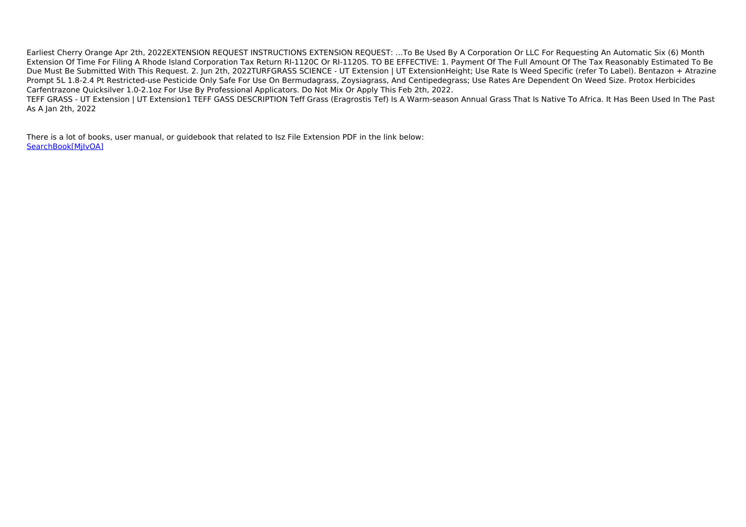Earliest Cherry Orange Apr 2th, 2022EXTENSION REQUEST INSTRUCTIONS EXTENSION REQUEST: …To Be Used By A Corporation Or LLC For Requesting An Automatic Six (6) Month Extension Of Time For Filing A Rhode Island Corporation Tax Return RI-1120C Or RI-1120S. TO BE EFFECTIVE: 1. Payment Of The Full Amount Of The Tax Reasonably Estimated To Be Due Must Be Submitted With This Request. 2. Jun 2th, 2022TURFGRASS SCIENCE - UT Extension | UT ExtensionHeight; Use Rate Is Weed Specific (refer To Label). Bentazon + Atrazine Prompt 5L 1.8-2.4 Pt Restricted-use Pesticide Only Safe For Use On Bermudagrass, Zoysiagrass, And Centipedegrass; Use Rates Are Dependent On Weed Size. Protox Herbicides Carfentrazone Quicksilver 1.0-2.1oz For Use By Professional Applicators. Do Not Mix Or Apply This Feb 2th, 2022.
TEFF GRASS - UT Extension | UT Extension1 TEFF GASS DESCRIPTION Teff Grass (Eragrostis Tef) Is A Warm-season Annual Grass That Is Native To Africa. It Has Been Used In The Past As A Jan 2th, 2022

There is a lot of books, user manual, or guidebook that related to Isz File Extension PDF in the link below:
[SearchBook[MjIvOA]]